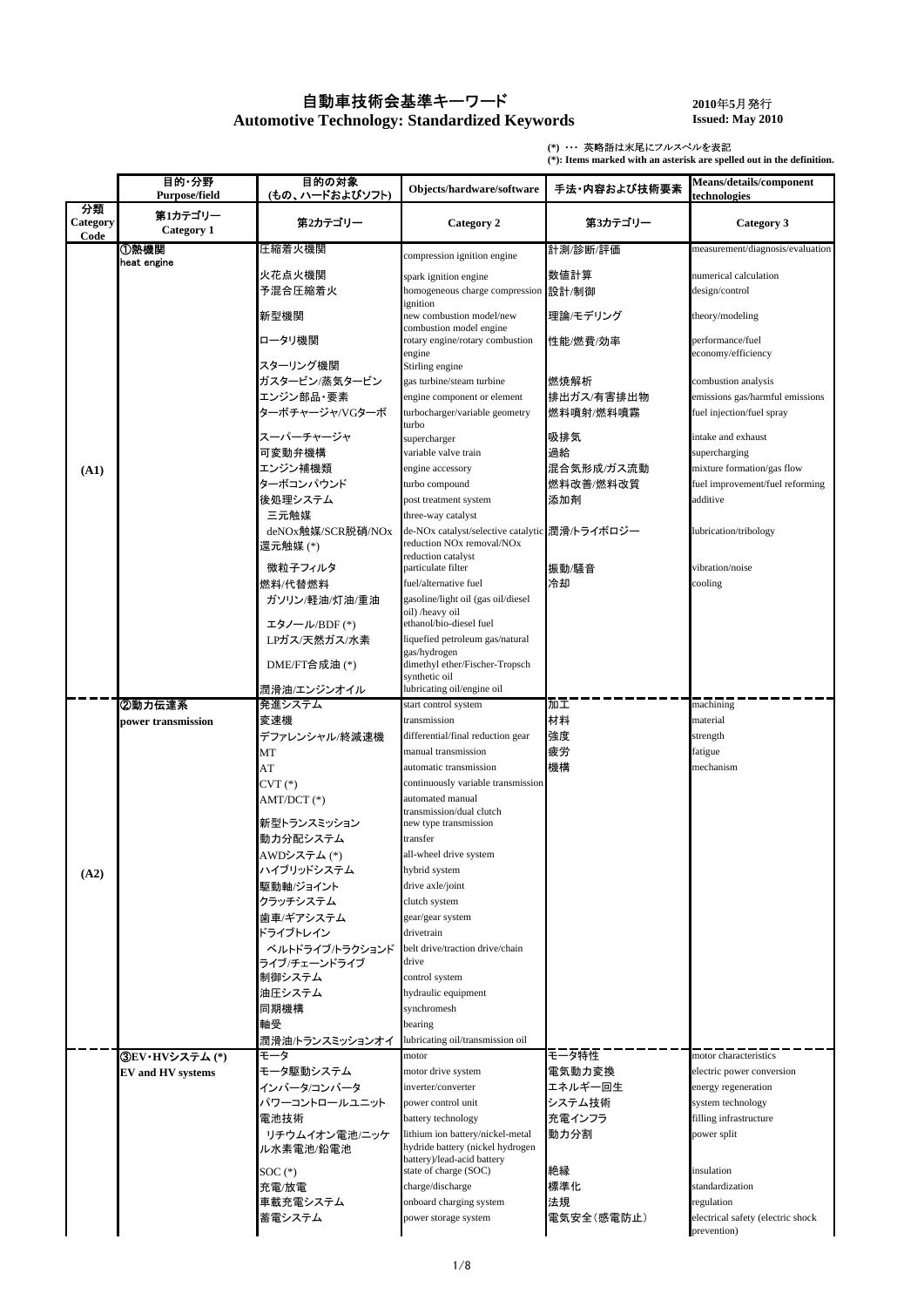# 自動車技術会基準キーワード
# Automotive Technology: Standardized Keywords

**2010年5月発行**
**Issued: May 2010**

(*) ･･･ 英略語は末尾にフルスペルを表記
**(*): Items marked with an asterisk are spelled out in the definition.**

| 分類 Category Code | 目的・分野 Purpose/field 第1カテゴリー Category 1 | 目的の対象 (もの、ハードおよびソフト) 第2カテゴリー | Objects/hardware/software Category 2 | 手法・内容および技術要素 第3カテゴリー | Means/details/component technologies Category 3 |
|---|---|---|---|---|---|
| (A1) | ①熱機関 heat engine | 圧縮着火機関 | compression ignition engine | 計測/診断/評価 | measurement/diagnosis/evaluation |
| | | 火花点火機関 | spark ignition engine | 数値計算 | numerical calculation |
| | | 予混合圧縮着火 | homogeneous charge compression ignition | 設計/制御 | design/control |
| | | 新型機関 | new combustion model/new combustion model engine | 理論/モデリング | theory/modeling |
| | | ロータリ機関 | rotary engine/rotary combustion engine | 性能/燃費/効率 | performance/fuel economy/efficiency |
| | | スターリング機関 | Stirling engine | | |
| | | ガスタービン/蒸気タービン | gas turbine/steam turbine | 燃焼解析 | combustion analysis |
| | | エンジン部品・要素 | engine component or element | 排出ガス/有害排出物 | emissions gas/harmful emissions |
| | | ターボチャージャ/VGターボ | turbocharger/variable geometry turbo | 燃料噴射/燃料噴霧 | fuel injection/fuel spray |
| | | スーパーチャージャ | supercharger | 吸排気 | intake and exhaust |
| | | 可変動弁機構 | variable valve train | 過給 | supercharging |
| | | エンジン補機類 | engine accessory | 混合気形成/ガス流動 | mixture formation/gas flow |
| | | ターボコンパウンド | turbo compound | 燃料改善/燃料改質 | fuel improvement/fuel reforming |
| | | 後処理システム | post treatment system | 添加剤 | additive |
| | | 三元触媒 | three-way catalyst | | |
| | | deNOx触媒/SCR脱硝/NOx還元触媒 (*) | de-NOx catalyst/selective catalytic reduction NOx removal/NOx reduction catalyst | 潤滑/トライボロジー | lubrication/tribology |
| | | 微粒子フィルタ | particulate filter | 振動/騒音 | vibration/noise |
| | | 燃料/代替燃料 | fuel/alternative fuel | 冷却 | cooling |
| | | ガソリン/軽油/灯油/重油 | gasoline/light oil (gas oil/diesel oil) /heavy oil | | |
| | | エタノール/BDF (*) | ethanol/bio-diesel fuel | | |
| | | LPガス/天然ガス/水素 | liquefied petroleum gas/natural gas/hydrogen | | |
| | | DME/FT合成油 (*) | dimethyl ether/Fischer-Tropsch synthetic oil | | |
| | | 潤滑油/エンジンオイル | lubricating oil/engine oil | | |
| (A2) | ②動力伝達系 power transmission | 発進システム | start control system | 加工 | machining |
| | | 変速機 | transmission | 材料 | material |
| | | デファレンシャル/終減速機 | differential/final reduction gear | 強度 | strength |
| | | MT | manual transmission | 疲労 | fatigue |
| | | AT | automatic transmission | 機構 | mechanism |
| | | CVT (*) | continuously variable transmission | | |
| | | AMT/DCT (*) | automated manual transmission/dual clutch | | |
| | | 新型トランスミッション | new type transmission | | |
| | | 動力分配システム | transfer | | |
| | | AWDシステム (*) | all-wheel drive system | | |
| | | ハイブリッドシステム | hybrid system | | |
| | | 駆動軸/ジョイント | drive axle/joint | | |
| | | クラッチシステム | clutch system | | |
| | | 歯車/ギアシステム | gear/gear system | | |
| | | ドライブトレイン | drivetrain | | |
| | | ベルトドライブ/トラクションドライブ/チェーンドライブ | belt drive/traction drive/chain drive | | |
| | | 制御システム | control system | | |
| | | 油圧システム | hydraulic equipment | | |
| | | 同期機構 | synchromesh | | |
| | | 軸受 | bearing | | |
| | | 潤滑油/トランスミッションオイル | lubricating oil/transmission oil | | |
| | ③EV･HVシステム (*) EV and HV systems | モータ | motor | モータ特性 | motor characteristics |
| | | モータ駆動システム | motor drive system | 電気動力変換 | electric power conversion |
| | | インバータ/コンバータ | inverter/converter | エネルギー回生 | energy regeneration |
| | | パワーコントロールユニット | power control unit | システム技術 | system technology |
| | | 電池技術 | battery technology | 充電インフラ | filling infrastructure |
| | | リチウムイオン電池/ニッケル水素電池/鉛電池 | lithium ion battery/nickel-metal hydride battery (nickel hydrogen battery)/lead-acid battery | 動力分割 | power split |
| | | SOC (*) | state of charge (SOC) | 絶縁 | insulation |
| | | 充電/放電 | charge/discharge | 標準化 | standardization |
| | | 車載充電システム | onboard charging system | 法規 | regulation |
| | | 蓄電システム | power storage system | 電気安全（感電防止） | electrical safety (electric shock prevention) |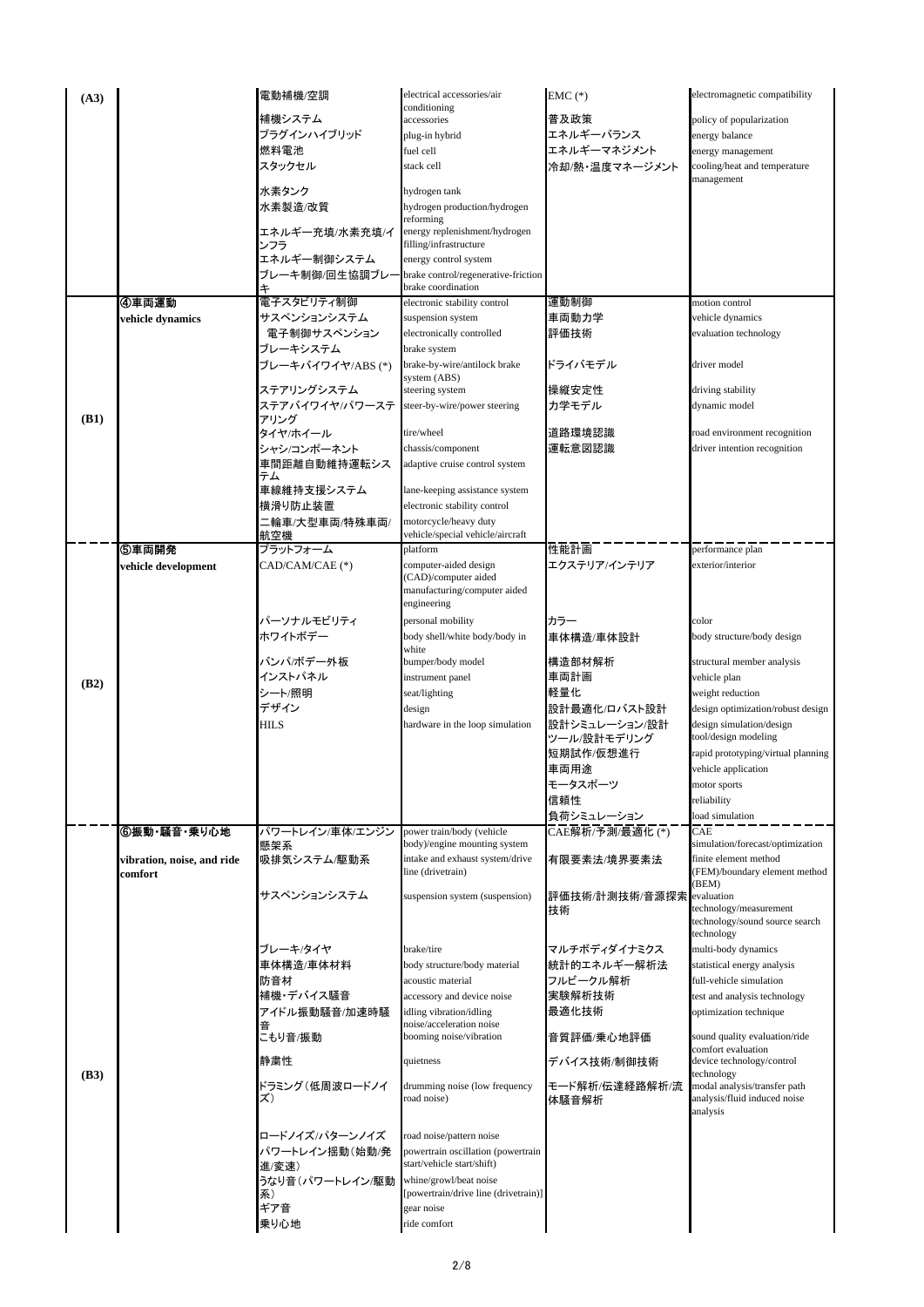| | | | | | |
|---|---|---|---|---|---|
| (A3) | | 電動補機/空調 | electrical accessories/air conditioning | EMC (*) | electromagnetic compatibility |
| | | 補機システム | accessories | 普及政策 | policy of popularization |
| | | プラグインハイブリッド | plug-in hybrid | エネルギーバランス | energy balance |
| | | 燃料電池 | fuel cell | エネルギーマネジメント | energy management |
| | | スタックセル | stack cell | 冷却/熱・温度マネージメント | cooling/heat and temperature management |
| | | 水素タンク | hydrogen tank | | |
| | | 水素製造/改質 | hydrogen production/hydrogen reforming | | |
| | | エネルギー充填/水素充填/インフラ | energy replenishment/hydrogen filling/infrastructure | | |
| | | エネルギー制御システム | energy control system | | |
| | | ブレーキ制御/回生協調ブレーキ | brake control/regenerative-friction brake coordination | | |
| (B1) | ④車両運動 vehicle dynamics | 電子スタビリティ制御 | electronic stability control | 運動制御 | motion control |
| | | サスペンションシステム | suspension system | 車両動力学 | vehicle dynamics |
| | | 電子制御サスペンション | electronically controlled | 評価技術 | evaluation technology |
| | | ブレーキシステム | brake system | | |
| | | ブレーキバイワイヤ/ABS (*) | brake-by-wire/antilock brake system (ABS) | ドライバモデル | driver model |
| | | ステアリングシステム | steering system | 操縦安定性 | driving stability |
| | | ステアバイワイヤ/パワーステアリング | steer-by-wire/power steering | 力学モデル | dynamic model |
| | | タイヤ/ホイール | tire/wheel | 道路環境認識 | road environment recognition |
| | | シャシ/コンポーネント | chassis/component | 運転意図認識 | driver intention recognition |
| | | 車間距離自動維持運転システム | adaptive cruise control system | | |
| | | 車線維持支援システム | lane-keeping assistance system | | |
| | | 横滑り防止装置 | electronic stability control | | |
| | | 二輪車/大型車両/特殊車両/航空機 | motorcycle/heavy duty vehicle/special vehicle/aircraft | | |
| (B2) | ⑤車両開発 vehicle development | プラットフォーム | platform | 性能計画 | performance plan |
| | | CAD/CAM/CAE (*) | computer-aided design (CAD)/computer aided manufacturing/computer aided engineering | エクステリア/インテリア | exterior/interior |
| | | パーソナルモビリティ | personal mobility | カラー | color |
| | | ホワイトボデー | body shell/white body/body in white | 車体構造/車体設計 | body structure/body design |
| | | バンパ/ボデー外板 | bumper/body model | 構造部材解析 | structural member analysis |
| | | インストパネル | instrument panel | 車両計画 | vehicle plan |
| | | シート/照明 | seat/lighting | 軽量化 | weight reduction |
| | | デザイン | design | 設計最適化/ロバスト設計 | design optimization/robust design |
| | | HILS | hardware in the loop simulation | 設計シミュレーション/設計ツール/設計モデリング | design simulation/design tool/design modeling |
| | | | | 短期試作/仮想進行 | rapid prototyping/virtual planning |
| | | | | 車両用途 | vehicle application |
| | | | | モータスポーツ | motor sports |
| | | | | 信頼性 | reliability |
| | | | | 負荷シミュレーション | load simulation |
| (B3) | ⑥振動・騒音・乗り心地 vibration, noise, and ride comfort | パワートレイン/車体/エンジン懸架系 | power train/body (vehicle body)/engine mounting system | CAE解析/予測/最適化 (*) | CAE simulation/forecast/optimization |
| | | 吸排気システム/駆動系 | intake and exhaust system/drive line (drivetrain) | 有限要素法/境界要素法 | finite element method (FEM)/boundary element method (BEM) |
| | | サスペンションシステム | suspension system (suspension) | 評価技術/計測技術/音源探索技術 | evaluation technology/measurement technology/sound source search technology |
| | | ブレーキ/タイヤ | brake/tire | マルチボディダイナミクス | multi-body dynamics |
| | | 車体構造/車体材料 | body structure/body material | 統計的エネルギー解析法 | statistical energy analysis |
| | | 防音材 | acoustic material | フルビークル解析 | full-vehicle simulation |
| | | 補機・デバイス騒音 | accessory and device noise | 実験解析技術 | test and analysis technology |
| | | アイドル振動騒音/加速時騒音 | idling vibration/idling noise/acceleration noise | 最適化技術 | optimization technique |
| | | こもり音/振動 | booming noise/vibration | 音質評価/乗心地評価 | sound quality evaluation/ride comfort evaluation |
| | | 静粛性 | quietness | デバイス技術/制御技術 | device technology/control technology |
| | | ドラミング（低周波ロードノイズ） | drumming noise (low frequency road noise) | モード解析/伝達経路解析/流体騒音解析 | modal analysis/transfer path analysis/fluid induced noise analysis |
| | | ロードノイズ/パターンノイズ | road noise/pattern noise | | |
| | | パワートレイン揺動（始動/発進/変速） | powertrain oscillation (powertrain start/vehicle start/shift) | | |
| | | うなり音（パワートレイン/駆動系） | whine/growl/beat noise [powertrain/drive line (drivetrain)] | | |
| | | ギア音 | gear noise | | |
| | | 乗り心地 | ride comfort | | |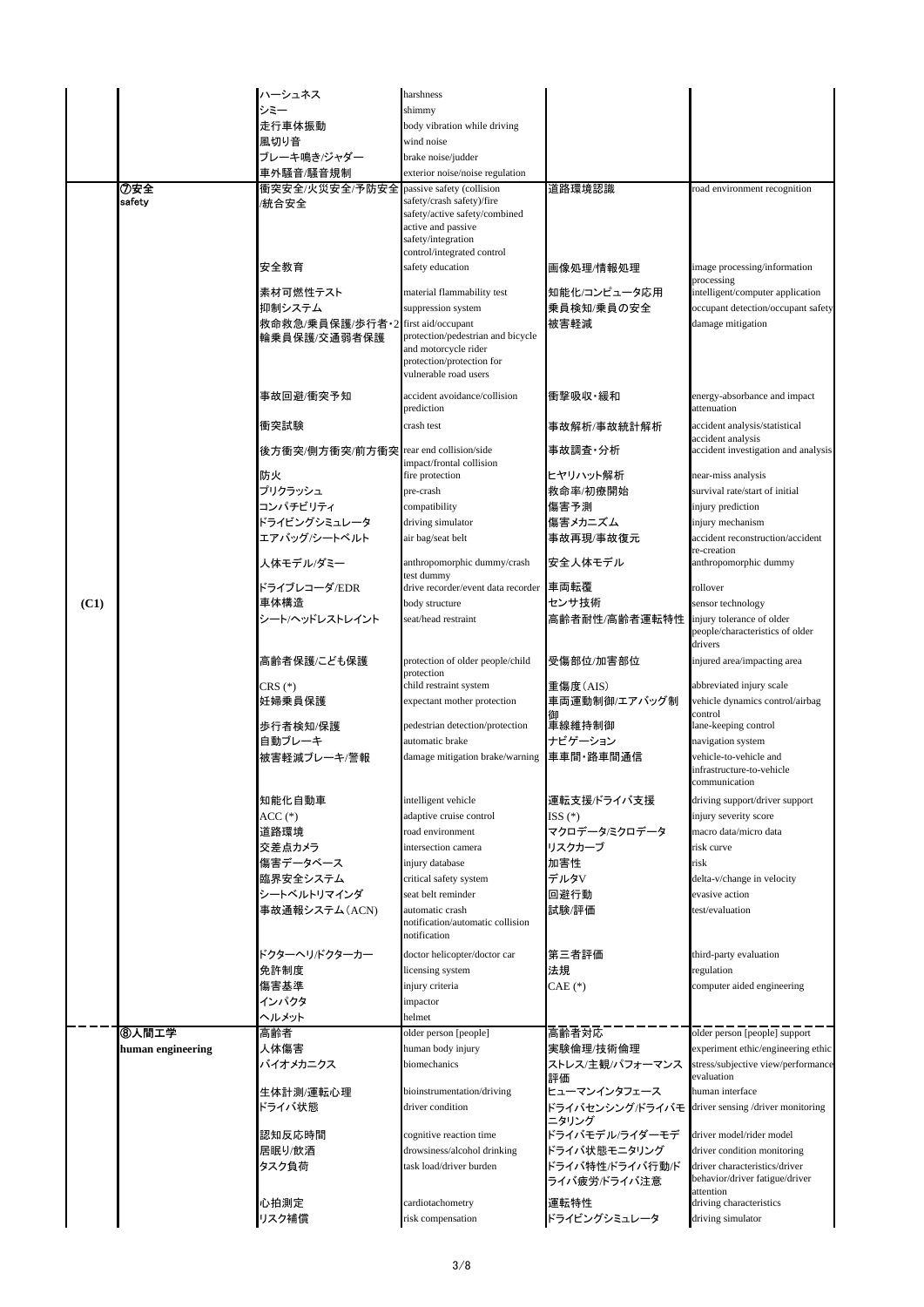| | | | | | |
|---|---|---|---|---|---|
| | | ハーシュネス | harshness | | |
| | | シミー | shimmy | | |
| | | 走行車体振動 | body vibration while driving | | |
| | | 風切り音 | wind noise | | |
| | | ブレーキ鳴き/ジャダー | brake noise/judder | | |
| | | 車外騒音/騒音規制 | exterior noise/noise regulation | | |
| (C1) | ⑦安全 safety | 衝突安全/火災安全/予防安全/統合安全 | passive safety (collision safety/crash safety)/fire safety/active safety/combined active and passive safety/integration control/integrated control | 道路環境認識 | road environment recognition |
| | | 安全教育 | safety education | 画像処理/情報処理 | image processing/information processing |
| | | 素材可燃性テスト | material flammability test | 知能化/コンピュータ応用 | intelligent/computer application |
| | | 抑制システム | suppression system | 乗員検知/乗員の安全 | occupant detection/occupant safety |
| | | 救命救急/乗員保護/歩行者・2輪乗員保護/交通弱者保護 | first aid/occupant protection/pedestrian and bicycle and motorcycle rider protection/protection for vulnerable road users | 被害軽減 | damage mitigation |
| | | 事故回避/衝突予知 | accident avoidance/collision prediction | 衝撃吸収・緩和 | energy-absorbance and impact attenuation |
| | | 衝突試験 | crash test | 事故解析/事故統計解析 | accident analysis/statistical accident analysis |
| | | 後方衝突/側方衝突/前方衝突 | rear end collision/side impact/frontal collision | 事故調査・分析 | accident investigation and analysis |
| | | 防火 | fire protection | ヒヤリハット解析 | near-miss analysis |
| | | プリクラッシュ | pre-crash | 救命率/初療開始 | survival rate/start of initial |
| | | コンパチビリティ | compatibility | 傷害予測 | injury prediction |
| | | ドライビングシミュレータ | driving simulator | 傷害メカニズム | injury mechanism |
| | | エアバッグ/シートベルト | air bag/seat belt | 事故再現/事故復元 | accident reconstruction/accident re-creation |
| | | 人体モデル/ダミー | anthropomorphic dummy/crash test dummy | 安全人体モデル | anthropomorphic dummy |
| | | ドライブレコーダ/EDR | drive recorder/event data recorder | 車両転覆 | rollover |
| | | 車体構造 | body structure | センサ技術 | sensor technology |
| | | シート/ヘッドレストレイント | seat/head restraint | 高齢者耐性/高齢者運転特性 | injury tolerance of older people/characteristics of older drivers |
| | | 高齢者保護/こども保護 | protection of older people/child protection | 受傷部位/加害部位 | injured area/impacting area |
| | | CRS (*) | child restraint system | 重傷度(AIS) | abbreviated injury scale |
| | | 妊婦乗員保護 | expectant mother protection | 車両運動制御/エアバッグ制御 | vehicle dynamics control/airbag control |
| | | 歩行者検知/保護 | pedestrian detection/protection | 車線維持制御 | lane-keeping control |
| | | 自動ブレーキ | automatic brake | ナビゲーション | navigation system |
| | | 被害軽減ブレーキ/警報 | damage mitigation brake/warning | 車車間・路車間通信 | vehicle-to-vehicle and infrastructure-to-vehicle communication |
| | | 知能化自動車 | intelligent vehicle | 運転支援/ドライバ支援 | driving support/driver support |
| | | ACC (*) | adaptive cruise control | ISS (*) | injury severity score |
| | | 道路環境 | road environment | マクロデータ/ミクロデータ | macro data/micro data |
| | | 交差点カメラ | intersection camera | リスクカーブ | risk curve |
| | | 傷害データベース | injury database | 加害性 | risk |
| | | 臨界安全システム | critical safety system | デルタV | delta-v/change in velocity |
| | | シートベルトリマインダ | seat belt reminder | 回避行動 | evasive action |
| | | 事故通報システム(ACN) | automatic crash notification/automatic collision notification | 試験/評価 | test/evaluation |
| | | ドクターヘリ/ドクターカー | doctor helicopter/doctor car | 第三者評価 | third-party evaluation |
| | | 免許制度 | licensing system | 法規 | regulation |
| | | 傷害基準 | injury criteria | CAE (*) | computer aided engineering |
| | | インパクタ | impactor | | |
| | | ヘルメット | helmet | | |
| | ⑧人間工学 human engineering | 高齢者 | older person [people] | 高齢者対応 | older person [people] support |
| | | 人体傷害 | human body injury | 実験倫理/技術倫理 | experiment ethic/engineering ethic |
| | | バイオメカニクス | biomechanics | ストレス/主観/パフォーマンス評価 | stress/subjective view/performance evaluation |
| | | 生体計測/運転心理 | bioinstrumentation/driving | ヒューマンインタフェース | human interface |
| | | ドライバ状態 | driver condition | ドライバセンシング/ドライバモニタリング | driver sensing /driver monitoring |
| | | 認知反応時間 | cognitive reaction time | ドライバモデル/ライダーモデ | driver model/rider model |
| | | 居眠り/飲酒 | drowsiness/alcohol drinking | ドライバ状態モニタリング | driver condition monitoring |
| | | タスク負荷 | task load/driver burden | ドライバ特性/ドライバ行動/ドライバ疲労/ドライバ注意 | driver characteristics/driver behavior/driver fatigue/driver attention |
| | | 心拍測定 | cardiotachometry | 運転特性 | driving characteristics |
| | | リスク補償 | risk compensation | ドライビングシミュレータ | driving simulator |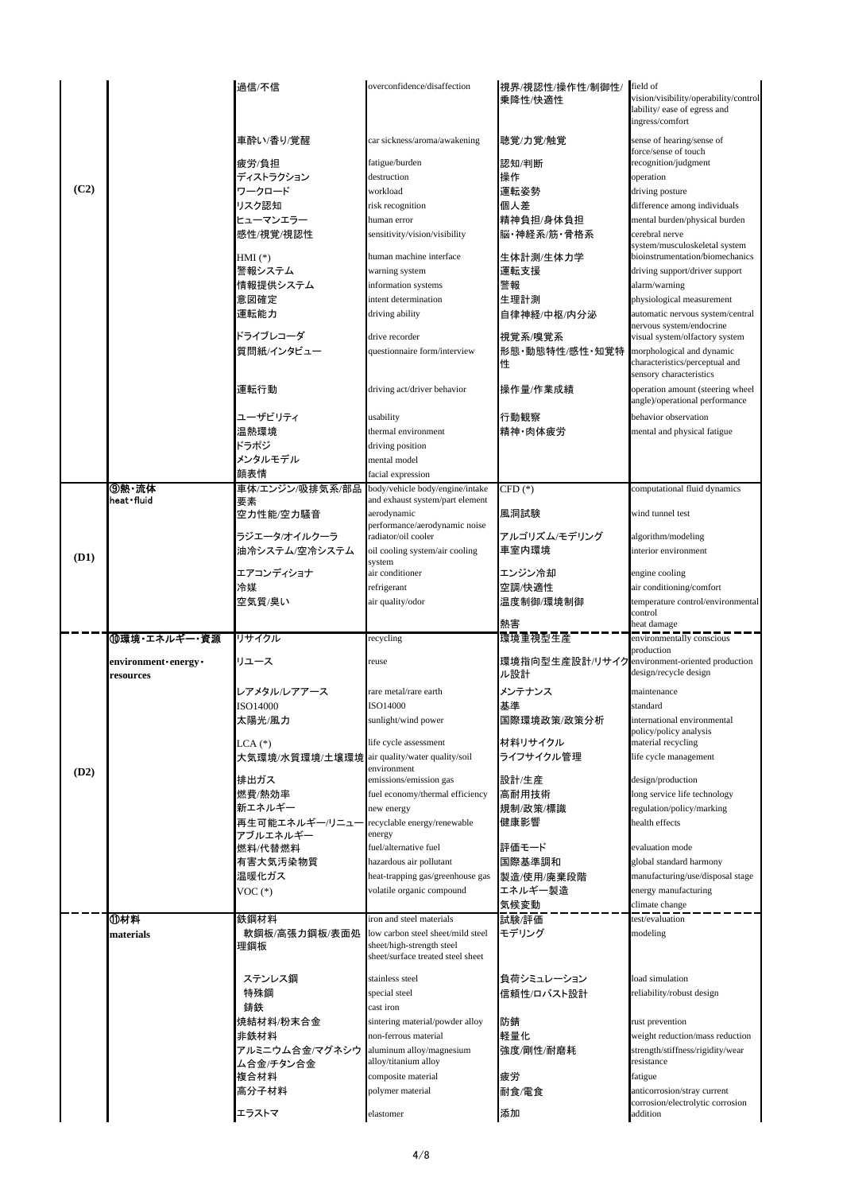| | | | | | |
|---|---|---|---|---|---|
| (C2) | | 過信/不信 | overconfidence/disaffection | 視界/視認性/操作性/制御性/乗降性/快適性 | field of vision/visibility/operability/controllability/ ease of egress and ingress/comfort |
| | | 車酔い/香り/覚醒 | car sickness/aroma/awakening | 聴覚/力覚/触覚 | sense of hearing/sense of force/sense of touch |
| | | 疲労/負担 | fatigue/burden | 認知/判断 | recognition/judgment |
| | | ディストラクション | destruction | 操作 | operation |
| | | ワークロード | workload | 運転姿勢 | driving posture |
| | | リスク認知 | risk recognition | 個人差 | difference among individuals |
| | | ヒューマンエラー | human error | 精神負担/身体負担 | mental burden/physical burden |
| | | 感性/視覚/視認性 | sensitivity/vision/visibility | 脳・神経系/筋・骨格系 | cerebral nerve system/musculoskeletal system |
| | | HMI (*) | human machine interface | 生体計測/生体力学 | bioinstrumentation/biomechanics |
| | | 警報システム | warning system | 運転支援 | driving support/driver support |
| | | 情報提供システム | information systems | 警報 | alarm/warning |
| | | 意図確定 | intent determination | 生理計測 | physiological measurement |
| | | 運転能力 | driving ability | 自律神経/中枢/内分泌 | automatic nervous system/central nervous system/endocrine |
| | | ドライブレコーダ | drive recorder | 視覚系/嗅覚系 | visual system/olfactory system |
| | | 質問紙/インタビュー | questionnaire form/interview | 形態・動態特性/感性・知覚特性 | morphological and dynamic characteristics/perceptual and sensory characteristics |
| | | 運転行動 | driving act/driver behavior | 操作量/作業成績 | operation amount (steering wheel angle)/operational performance |
| | | ユーザビリティ | usability | 行動観察 | behavior observation |
| | | 温熱環境 | thermal environment | 精神・肉体疲労 | mental and physical fatigue |
| | | ドラポジ | driving position | | |
| | | メンタルモデル | mental model | | |
| | | 顔表情 | facial expression | | |
| (D1) | ⑨熱・流体 heat・fluid | 車体/エンジン/吸排気系/部品要素 | body/vehicle body/engine/intake and exhaust system/part element | CFD (*) | computational fluid dynamics |
| | | 空力性能/空力騒音 | aerodynamic performance/aerodynamic noise | 風洞試験 | wind tunnel test |
| | | ラジエータ/オイルクーラ | radiator/oil cooler | アルゴリズム/モデリング | algorithm/modeling |
| | | 油冷システム/空冷システム | oil cooling system/air cooling system | 車室内環境 | interior environment |
| | | エアコンディショナ | air conditioner | エンジン冷却 | engine cooling |
| | | 冷媒 | refrigerant | 空調/快適性 | air conditioning/comfort |
| | | 空気質/臭い | air quality/odor | 温度制御/環境制御 | temperature control/environmental control |
| | | | | 熱害 | heat damage |
| (D2) | ⑩環境・エネルギー・資源 environment・energy・resources | リサイクル | recycling | 環境重視型生産 | environmentally conscious production |
| | | リユース | reuse | 環境指向型生産設計/リサイクル設計 | environment-oriented production design/recycle design |
| | | レアメタル/レアアース | rare metal/rare earth | メンテナンス | maintenance |
| | | ISO14000 | ISO14000 | 基準 | standard |
| | | 太陽光/風力 | sunlight/wind power | 国際環境政策/政策分析 | international environmental policy/policy analysis |
| | | LCA (*) | life cycle assessment | 材料リサイクル | material recycling |
| | | 大気環境/水質環境/土壌環境 | air quality/water quality/soil environment | ライフサイクル管理 | life cycle management |
| | | 排出ガス | emissions/emission gas | 設計/生産 | design/production |
| | | 燃費/熱効率 | fuel economy/thermal efficiency | 高耐用技術 | long service life technology |
| | | 新エネルギー | new energy | 規制/政策/標識 | regulation/policy/marking |
| | | 再生可能エネルギー/リニューアブルエネルギー | recyclable energy/renewable energy | 健康影響 | health effects |
| | | 燃料/代替燃料 | fuel/alternative fuel | 評価モード | evaluation mode |
| | | 有害大気汚染物質 | hazardous air pollutant | 国際基準調和 | global standard harmony |
| | | 温暖化ガス | heat-trapping gas/greenhouse gas | 製造/使用/廃棄段階 | manufacturing/use/disposal stage |
| | | VOC (*) | volatile organic compound | エネルギー製造 | energy manufacturing |
| | | | | 気候変動 | climate change |
| | ⑪材料 materials | 鉄鋼材料 | iron and steel materials | 試験/評価 | test/evaluation |
| | | 軟鋼板/高張力鋼板/表面処理鋼板 | low carbon steel sheet/mild steel sheet/high-strength steel sheet/surface treated steel sheet | モデリング | modeling |
| | | ステンレス鋼 | stainless steel | 負荷シミュレーション | load simulation |
| | | 特殊鋼 | special steel | 信頼性/ロバスト設計 | reliability/robust design |
| | | 鋳鉄 | cast iron | | |
| | | 焼結材料/粉末合金 | sintering material/powder alloy | 防錆 | rust prevention |
| | | 非鉄材料 | non-ferrous material | 軽量化 | weight reduction/mass reduction |
| | | アルミニウム合金/マグネシウム合金/チタン合金 | aluminum alloy/magnesium alloy/titanium alloy | 強度/剛性/耐磨耗 | strength/stiffness/rigidity/wear resistance |
| | | 複合材料 | composite material | 疲労 | fatigue |
| | | 高分子材料 | polymer material | 耐食/電食 | anticorrosion/stray current corrosion/electrolytic corrosion |
| | | エラストマ | elastomer | 添加 | addition |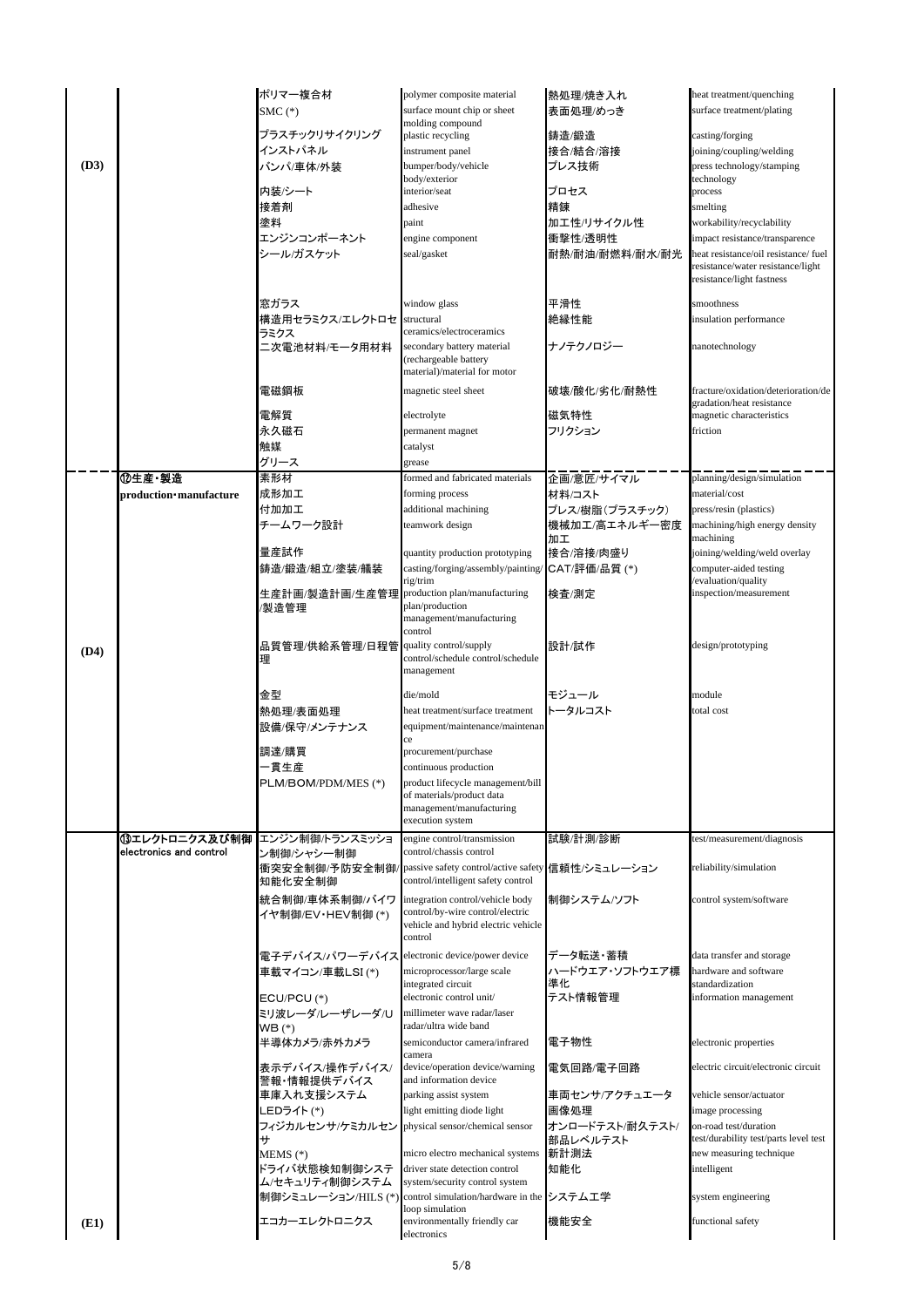| | | | | | |
|---|---|---|---|---|---|
| (D3) | | ポリマー複合材 | polymer composite material | 熱処理/焼き入れ | heat treatment/quenching |
| | | SMC (*) | surface mount chip or sheet molding compound | 表面処理/めっき | surface treatment/plating |
| | | プラスチックリサイクリング | plastic recycling | 鋳造/鍛造 | casting/forging |
| | | インストパネル | instrument panel | 接合/結合/溶接 | joining/coupling/welding |
| | | バンパ/車体/外装 | bumper/body/vehicle body/exterior | プレス技術 | press technology/stamping technology |
| | | 内装/シート | interior/seat | プロセス | process |
| | | 接着剤 | adhesive | 精錬 | smelting |
| | | 塗料 | paint | 加工性/リサイクル性 | workability/recyclability |
| | | エンジンコンポーネント | engine component | 衝撃性/透明性 | impact resistance/transperance |
| | | シール/ガスケット | seal/gasket | 耐熱/耐油/耐燃料/耐水/耐光 | heat resistance/oil resistance/ fuel resistance/water resistance/light resistance/light fastness |
| | | 窓ガラス | window glass | 平滑性 | smoothness |
| | | 構造用セラミクス/エレクトロセラミクス | structural ceramics/electroceramics | 絶縁性能 | insulation performance |
| | | 二次電池材料/モータ用材料 | secondary battery material (rechargeable battery material)/material for motor | ナノテクノロジー | nanotechnology |
| | | 電磁鋼板 | magnetic steel sheet | 破壊/酸化/劣化/耐熱性 | fracture/oxidation/deterioration/degradation/heat resistance |
| | | 電解質 | electrolyte | 磁気特性 | magnetic characteristics |
| | | 永久磁石 | permanent magnet | フリクション | friction |
| | | 触媒 | catalyst | | |
| | | グリース | grease | | |
| (D4) | ⑫生産・製造 production・manufacture | 素形材 | formed and fabricated materials | 企画/意匠/サイマル | planning/design/simulation |
| | | 成形加工 | forming process | 材料/コスト | material/cost |
| | | 付加加工 | additional machining | プレス/樹脂（プラスチック） | press/resin (plastics) |
| | | チームワーク設計 | teamwork design | 機械加工/高エネルギー密度加工 | machining/high energy density machining |
| | | 量産試作 | quantity production prototyping | 接合/溶接/肉盛り | joining/welding/weld overlay |
| | | 鋳造/鍛造/組立/塗装/艤装 | casting/forging/assembly/painting/rig/trim | CAT/評価/品質 (*) | computer-aided testing /evaluation/quality |
| | | 生産計画/製造計画/生産管理/製造管理 | production plan/manufacturing plan/production management/manufacturing control | 検査/測定 | inspection/measurement |
| | | 品質管理/供給系管理/日程管理 | quality control/supply control/schedule control/schedule management | 設計/試作 | design/prototyping |
| | | 金型 | die/mold | モジュール | module |
| | | 熱処理/表面処理 | heat treatment/surface treatment | トータルコスト | total cost |
| | | 設備/保守/メンテナンス | equipment/maintenance/maintenance | | |
| | | 調達/購買 | procurement/purchase | | |
| | | 一貫生産 | continuous production | | |
| | | PLM/BOM/PDM/MES (*) | product lifecycle management/bill of materials/product data management/manufacturing execution system | | |
| (E1) | ⑬エレクトロニクス及び制御 electronics and control | エンジン制御/トランスミッション制御/シャシー制御 | engine control/transmission control/chassis control | 試験/計測/診断 | test/measurement/diagnosis |
| | | 衝突安全制御/予防安全制御/知能化安全制御 | passive safety control/active safety control/intelligent safety control | 信頼性/シミュレーション | reliability/simulation |
| | | 統合制御/車体系制御/バイワイヤ制御/EV・HEV制御 (*) | integration control/vehicle body control/by-wire control/electric vehicle and hybrid electric vehicle control | 制御システム/ソフト | control system/software |
| | | 電子デバイス/パワーデバイス | electronic device/power device | データ転送・蓄積 | data transfer and storage |
| | | 車載マイコン/車載LSI (*) | microprocessor/large scale integrated circuit | ハードウエア・ソフトウエア標準化 | hardware and software standardization |
| | | ECU/PCU (*) | electronic control unit/ | テスト情報管理 | information management |
| | | ミリ波レーダ/レーザレーダ/UWB (*) | millimeter wave radar/laser radar/ultra wide band | | |
| | | 半導体カメラ/赤外カメラ | semiconductor camera/infrared camera | 電子物性 | electronic properties |
| | | 表示デバイス/操作デバイス/警報・情報提供デバイス | device/operation device/warning and information device | 電気回路/電子回路 | electric circuit/electronic circuit |
| | | 車庫入れ支援システム | parking assist system | 車両センサ/アクチュエータ | vehicle sensor/actuator |
| | | LEDライト (*) | light emitting diode light | 画像処理 | image processing |
| | | フィジカルセンサ/ケミカルセンサ | physical sensor/chemical sensor | オンロードテスト/耐久テスト/部品レベルテスト | on-road test/duration test/durability test/parts level test |
| | | MEMS (*) | micro electro mechanical systems | 新計測法 | new measuring technique |
| | | ドライバ状態検知制御システム/セキュリティ制御システム | driver state detection control system/security control system | 知能化 | intelligent |
| | | 制御シミュレーション/HILS (*) | control simulation/hardware in the loop simulation | システム工学 | system engineering |
| | | エコカーエレクトロニクス | environmentally friendly car electronics | 機能安全 | functional safety |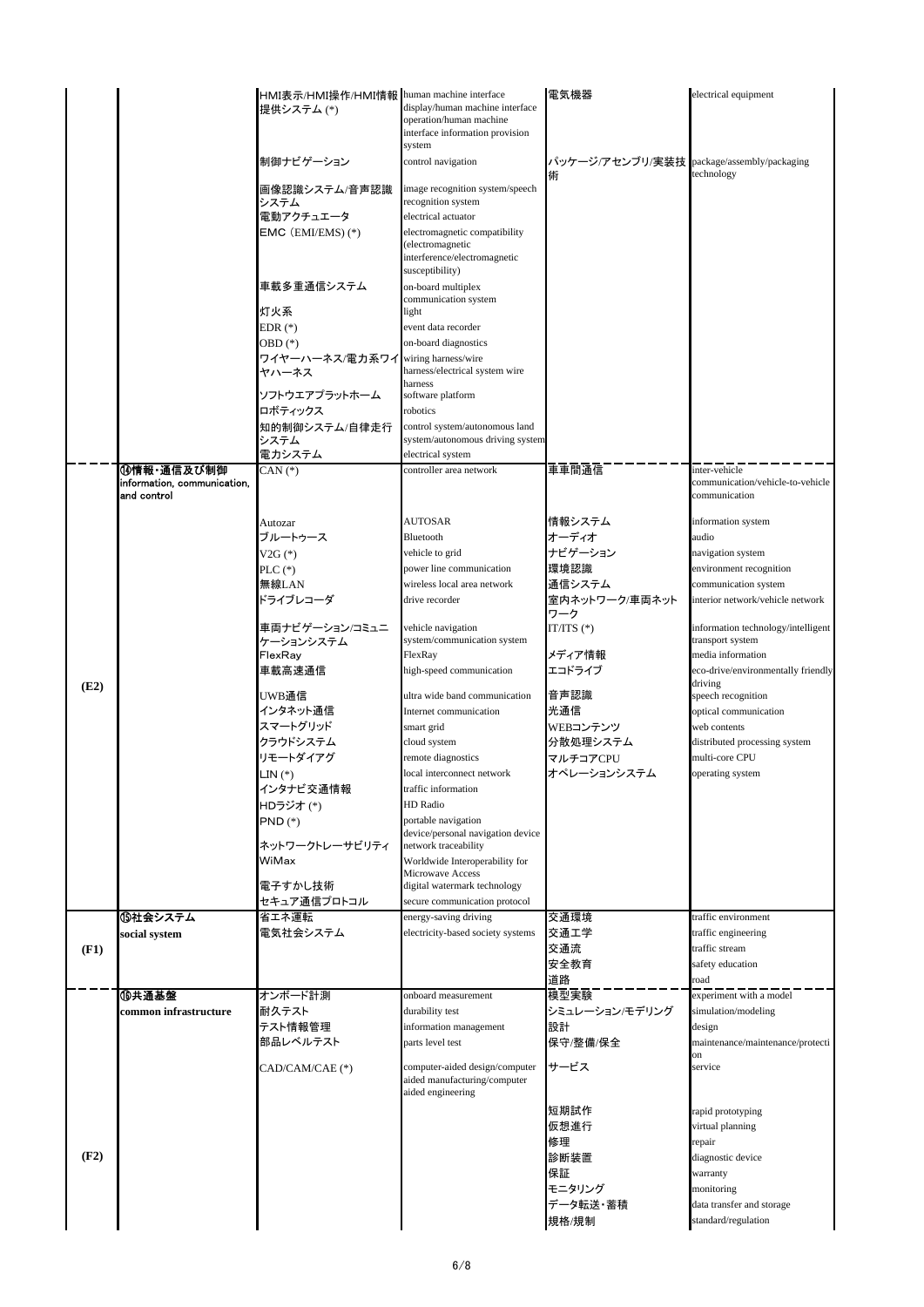| | | | | | |
|---|---|---|---|---|---|
| | | HMI表示/HMI操作/HMI情報提供システム (*) | human machine interface display/human machine interface operation/human machine interface information provision system | 電気機器 | electrical equipment |
| | | 制御ナビゲーション | control navigation | パッケージ/アセンブリ/実装技術 | package/assembly/packaging technology |
| | | 画像認識システム/音声認識システム | image recognition system/speech recognition system | | |
| | | 電動アクチュエータ | electrical actuator | | |
| | | EMC (EMI/EMS) (*) | electromagnetic compatibility (electromagnetic interference/electromagnetic susceptibility) | | |
| | | 車載多重通信システム | on-board multiplex communication system | | |
| | | 灯火系 | light | | |
| | | EDR (*) | event data recorder | | |
| | | OBD (*) | on-board diagnostics | | |
| | | ワイヤーハーネス/電力系ワイヤハーネス | wiring harness/wire harness/electrical system wire harness | | |
| | | ソフトウエアプラットホーム | software platform | | |
| | | ロボティックス | robotics | | |
| | | 知的制御システム/自律走行システム | control system/autonomous land system/autonomous driving system | | |
| | | 電力システム | electrical system | | |
| (E2) | ⑭情報・通信及び制御 information, communication, and control | CAN (*) | controller area network | 車車間通信 | inter-vehicle communication/vehicle-to-vehicle communication |
| | | Autozar | AUTOSAR | 情報システム | information system |
| | | ブルートゥース | Bluetooth | オーディオ | audio |
| | | V2G (*) | vehicle to grid | ナビゲーション | navigation system |
| | | PLC (*) | power line communication | 環境認識 | environment recognition |
| | | 無線LAN | wireless local area network | 通信システム | communication system |
| | | ドライブレコーダ | drive recorder | 室内ネットワーク/車両ネットワーク | interior network/vehicle network |
| | | 車両ナビゲーション/コミュニケーションシステム | vehicle navigation system/communication system | IT/ITS (*) | information technology/intelligent transport system |
| | | FlexRay | FlexRay | メディア情報 | media information |
| | | 車載高速通信 | high-speed communication | エコドライブ | eco-drive/environmentally friendly driving |
| | | UWB通信 | ultra wide band communication | 音声認識 | speech recognition |
| | | インタネット通信 | Internet communication | 光通信 | optical communication |
| | | スマートグリッド | smart grid | WEBコンテンツ | web contents |
| | | クラウドシステム | cloud system | 分散処理システム | distributed processing system |
| | | リモートダイアグ | remote diagnostics | マルチコアCPU | multi-core CPU |
| | | LIN (*) | local interconnect network | オペレーションシステム | operating system |
| | | インタナビ交通情報 | traffic information | | |
| | | HDラジオ (*) | HD Radio | | |
| | | PND (*) | portable navigation device/personal navigation device | | |
| | | ネットワークトレーサビリティ | network traceability | | |
| | | WiMax | Worldwide Interoperability for Microwave Access | | |
| | | 電子すかし技術 | digital watermark technology | | |
| | | セキュア通信プロトコル | secure communication protocol | | |
| (F1) | ⑮社会システム social system | 省エネ運転 | energy-saving driving | 交通環境 | traffic environment |
| | | 電気社会システム | electricity-based society systems | 交通工学 | traffic engineering |
| | | | | 交通流 | traffic stream |
| | | | | 安全教育 | safety education |
| | | | | 道路 | road |
| (F2) | ⑯共通基盤 common infrastructure | オンボード計測 | onboard measurement | 模型実験 | experiment with a model |
| | | 耐久テスト | durability test | シミュレーション/モデリング | simulation/modeling |
| | | テスト情報管理 | information management | 設計 | design |
| | | 部品レベルテスト | parts level test | 保守/整備/保全 | maintenance/maintenance/protection |
| | | CAD/CAM/CAE (*) | computer-aided design/computer aided manufacturing/computer aided engineering | サービス | service |
| | | | | 短期試作 | rapid prototyping |
| | | | | 仮想進行 | virtual planning |
| | | | | 修理 | repair |
| | | | | 診断装置 | diagnostic device |
| | | | | 保証 | warranty |
| | | | | モニタリング | monitoring |
| | | | | データ転送・蓄積 | data transfer and storage |
| | | | | 規格/規制 | standard/regulation |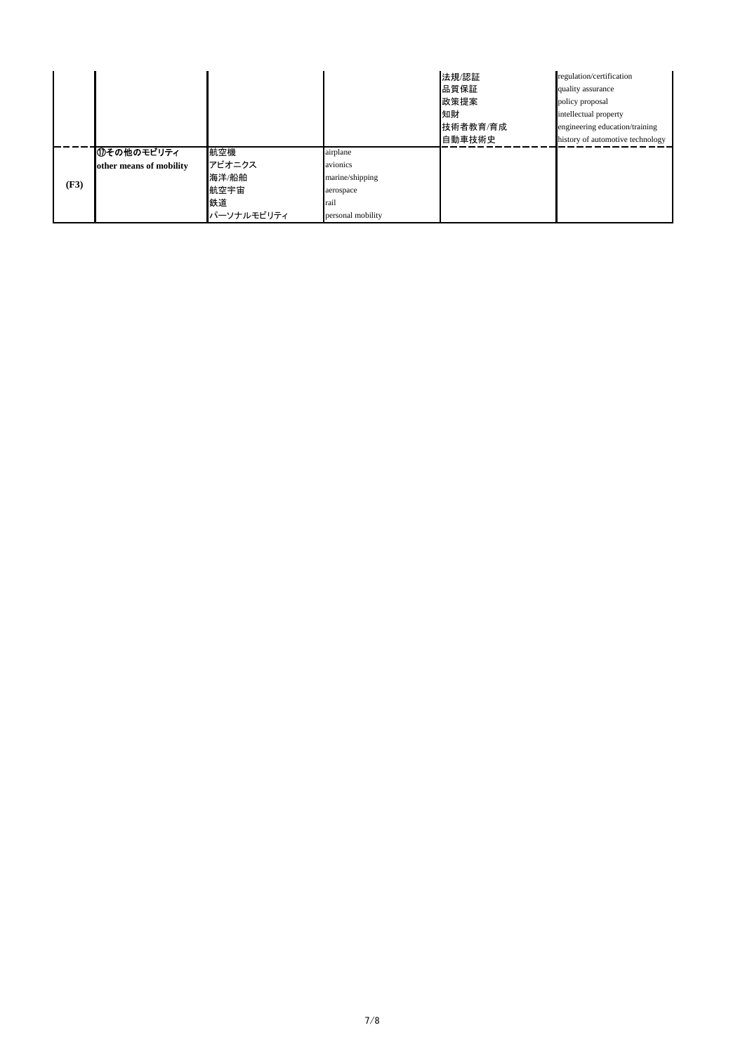| | | | | | |
|---|---|---|---|---|---|
| | | | | 法規/認証<br>品質保証<br>政策提案<br>知財<br>技術者教育/育成<br>自動車技術史 | regulation/certification<br>quality assurance<br>policy proposal<br>intellectual property<br>engineering education/training<br>history of automotive technology |
| **(F3)** | **⑪その他のモビリティ**<br>**other means of mobility** | 航空機<br>アビオニクス<br>海洋/船舶<br>航空宇宙<br>鉄道<br>パーソナルモビリティ | airplane<br>avionics<br>marine/shipping<br>aerospace<br>rail<br>personal mobility | | |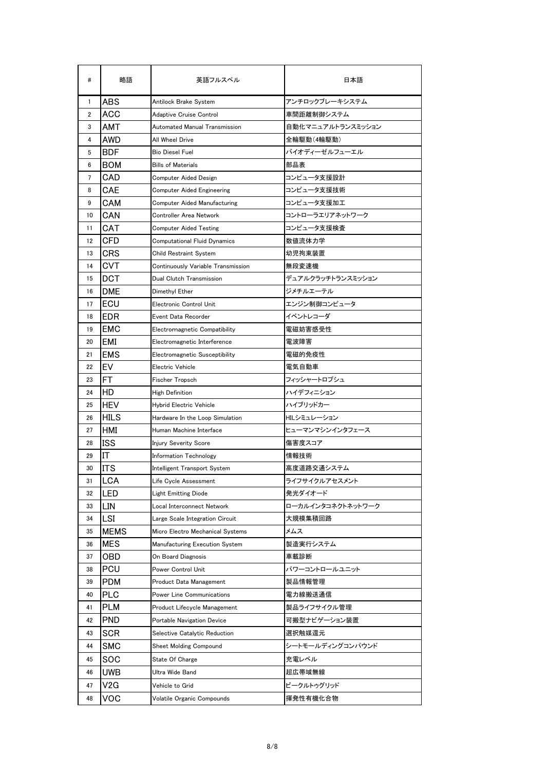| # | 略語 | 英語フルスペル | 日本語 |
| --- | --- | --- | --- |
| 1 | ABS | Antilock Brake System | アンチロックブレーキシステム |
| 2 | ACC | Adaptive Cruise Control | 車間距離制御システム |
| 3 | AMT | Automated Manual Transmission | 自動化マニュアルトランスミッション |
| 4 | AWD | All Wheel Drive | 全輪駆動（4輪駆動） |
| 5 | BDF | Bio Diesel Fuel | バイオディーゼルフューエル |
| 6 | BOM | Bills of Materials | 部品表 |
| 7 | CAD | Computer Aided Design | コンピュータ支援設計 |
| 8 | CAE | Computer Aided Engineering | コンピュータ支援技術 |
| 9 | CAM | Computer Aided Manufacturing | コンピュータ支援加工 |
| 10 | CAN | Controller Area Network | コントローラエリアネットワーク |
| 11 | CAT | Computer Aided Testing | コンピュータ支援検査 |
| 12 | CFD | Computational Fluid Dynamics | 数値流体力学 |
| 13 | CRS | Child Restraint System | 幼児拘束装置 |
| 14 | CVT | Continuously Variable Transmission | 無段変速機 |
| 15 | DCT | Dual Clutch Transmission | デュアルクラッチトランスミッション |
| 16 | DME | Dimethyl Ether | ジメチルエーテル |
| 17 | ECU | Electronic Control Unit | エンジン制御コンピュータ |
| 18 | EDR | Event Data Recorder | イベントレコーダ |
| 19 | EMC | Electromagnetic Compatibility | 電磁妨害感受性 |
| 20 | EMI | Electromagnetic Interference | 電波障害 |
| 21 | EMS | Electromagnetic Susceptibility | 電磁的免疫性 |
| 22 | EV | Electric Vehicle | 電気自動車 |
| 23 | FT | Fischer Tropsch | フィッシャートロプシュ |
| 24 | HD | High Definition | ハイデフィニション |
| 25 | HEV | Hybrid Electric Vehicle | ハイブリッドカー |
| 26 | HILS | Hardware In the Loop Simulation | HILシミュレーション |
| 27 | HMI | Human Machine Interface | ヒューマンマシンインタフェース |
| 28 | ISS | Injury Severity Score | 傷害度スコア |
| 29 | IT | Information Technology | 情報技術 |
| 30 | ITS | Intelligent Transport System | 高度道路交通システム |
| 31 | LCA | Life Cycle Assessment | ライフサイクルアセスメント |
| 32 | LED | Light Emitting Diode | 発光ダイオード |
| 33 | LIN | Local Interconnect Network | ローカルインタコネクトネットワーク |
| 34 | LSI | Large Scale Integration Circuit | 大規模集積回路 |
| 35 | MEMS | Micro Electro Mechanical Systems | メムス |
| 36 | MES | Manufacturing Execution System | 製造実行システム |
| 37 | OBD | On Board Diagnosis | 車載診断 |
| 38 | PCU | Power Control Unit | パワーコントロールユニット |
| 39 | PDM | Product Data Management | 製品情報管理 |
| 40 | PLC | Power Line Communications | 電力線搬送通信 |
| 41 | PLM | Product Lifecycle Management | 製品ライフサイクル管理 |
| 42 | PND | Portable Navigation Device | 可搬型ナビゲーション装置 |
| 43 | SCR | Selective Catalytic Reduction | 選択触媒還元 |
| 44 | SMC | Sheet Molding Compound | シートモールディングコンパウンド |
| 45 | SOC | State Of Charge | 充電レベル |
| 46 | UWB | Ultra Wide Band | 超広帯域無線 |
| 47 | V2G | Vehicle to Grid | ビークルトゥグリッド |
| 48 | VOC | Volatile Organic Compounds | 揮発性有機化合物 |